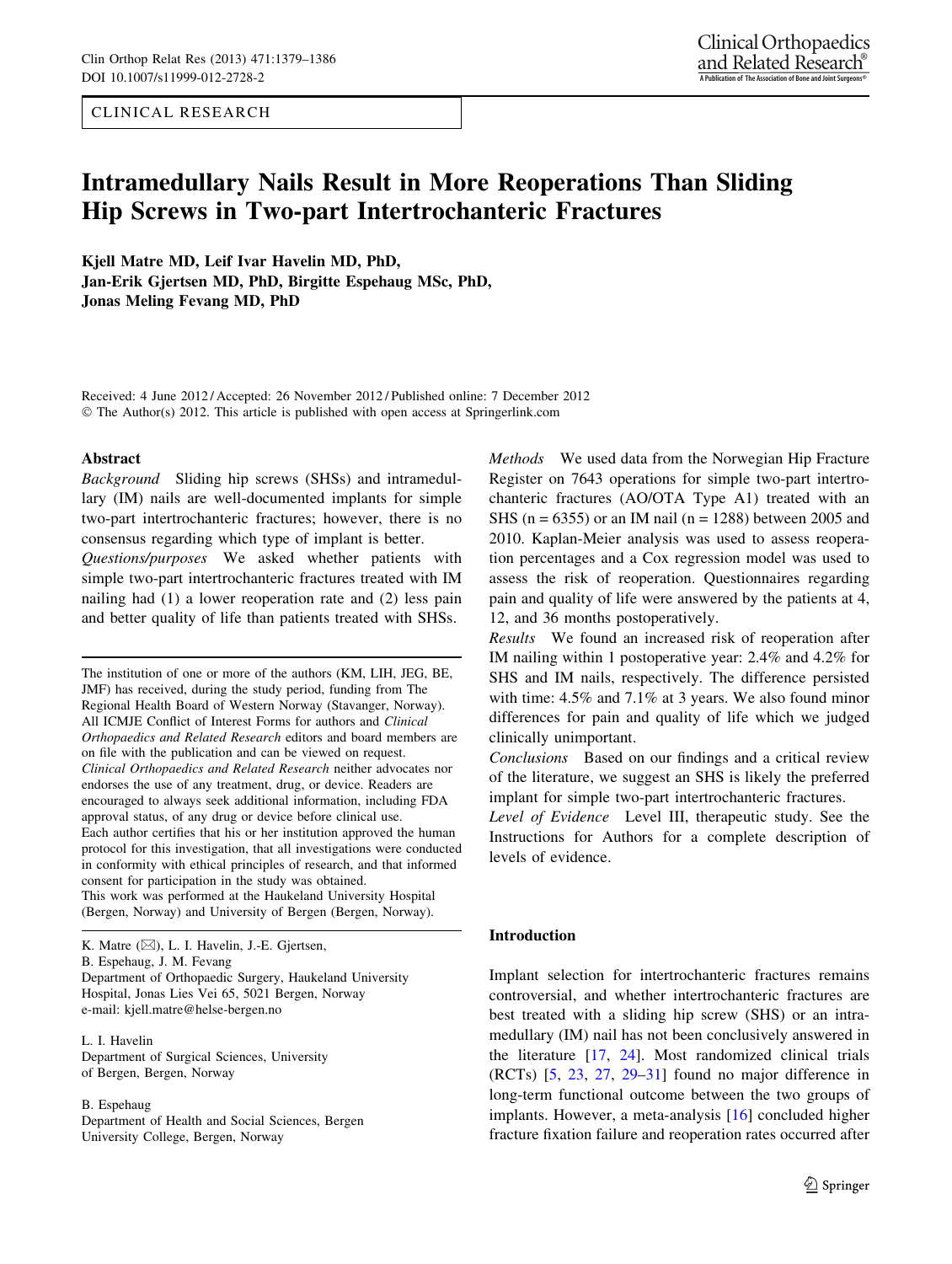CLINICAL RESEARCH

# Intramedullary Nails Result in More Reoperations Than Sliding Hip Screws in Two-part Intertrochanteric Fractures

**Kjell Matre MD, Leif Ivar Havelin MD, PhD, Jan-Erik Gjertsen MD, PhD, Birgitte Espehaug MSc, PhD, Jonas Meling Fevang MD, PhD**

Received: 4 June 2012 / Accepted: 26 November 2012 / Published online: 7 December 2012
© The Author(s) 2012. This article is published with open access at Springerlink.com

## Abstract

*Background* Sliding hip screws (SHSs) and intramedullary (IM) nails are well-documented implants for simple two-part intertrochanteric fractures; however, there is no consensus regarding which type of implant is better.

*Questions/purposes* We asked whether patients with simple two-part intertrochanteric fractures treated with IM nailing had (1) a lower reoperation rate and (2) less pain and better quality of life than patients treated with SHSs.

*Methods* We used data from the Norwegian Hip Fracture Register on 7643 operations for simple two-part intertrochanteric fractures (AO/OTA Type A1) treated with an SHS (n = 6355) or an IM nail (n = 1288) between 2005 and 2010. Kaplan-Meier analysis was used to assess reoperation percentages and a Cox regression model was used to assess the risk of reoperation. Questionnaires regarding pain and quality of life were answered by the patients at 4, 12, and 36 months postoperatively.

*Results* We found an increased risk of reoperation after IM nailing within 1 postoperative year: 2.4% and 4.2% for SHS and IM nails, respectively. The difference persisted with time: 4.5% and 7.1% at 3 years. We also found minor differences for pain and quality of life which we judged clinically unimportant.

*Conclusions* Based on our findings and a critical review of the literature, we suggest an SHS is likely the preferred implant for simple two-part intertrochanteric fractures.

*Level of Evidence* Level III, therapeutic study. See the Instructions for Authors for a complete description of levels of evidence.

The institution of one or more of the authors (KM, LIH, JEG, BE, JMF) has received, during the study period, funding from The Regional Health Board of Western Norway (Stavanger, Norway). All ICMJE Conflict of Interest Forms for authors and *Clinical Orthopaedics and Related Research* editors and board members are on file with the publication and can be viewed on request. *Clinical Orthopaedics and Related Research* neither advocates nor endorses the use of any treatment, drug, or device. Readers are encouraged to always seek additional information, including FDA approval status, of any drug or device before clinical use. Each author certifies that his or her institution approved the human protocol for this investigation, that all investigations were conducted in conformity with ethical principles of research, and that informed consent for participation in the study was obtained. This work was performed at the Haukeland University Hospital (Bergen, Norway) and University of Bergen (Bergen, Norway).

K. Matre (✉), L. I. Havelin, J.-E. Gjertsen, B. Espehaug, J. M. Fevang
Department of Orthopaedic Surgery, Haukeland University Hospital, Jonas Lies Vei 65, 5021 Bergen, Norway
e-mail: kjell.matre@helse-bergen.no

L. I. Havelin
Department of Surgical Sciences, University of Bergen, Bergen, Norway

B. Espehaug
Department of Health and Social Sciences, Bergen University College, Bergen, Norway

## Introduction

Implant selection for intertrochanteric fractures remains controversial, and whether intertrochanteric fractures are best treated with a sliding hip screw (SHS) or an intramedullary (IM) nail has not been conclusively answered in the literature [17, 24]. Most randomized clinical trials (RCTs) [5, 23, 27, 29–31] found no major difference in long-term functional outcome between the two groups of implants. However, a meta-analysis [16] concluded higher fracture fixation failure and reoperation rates occurred after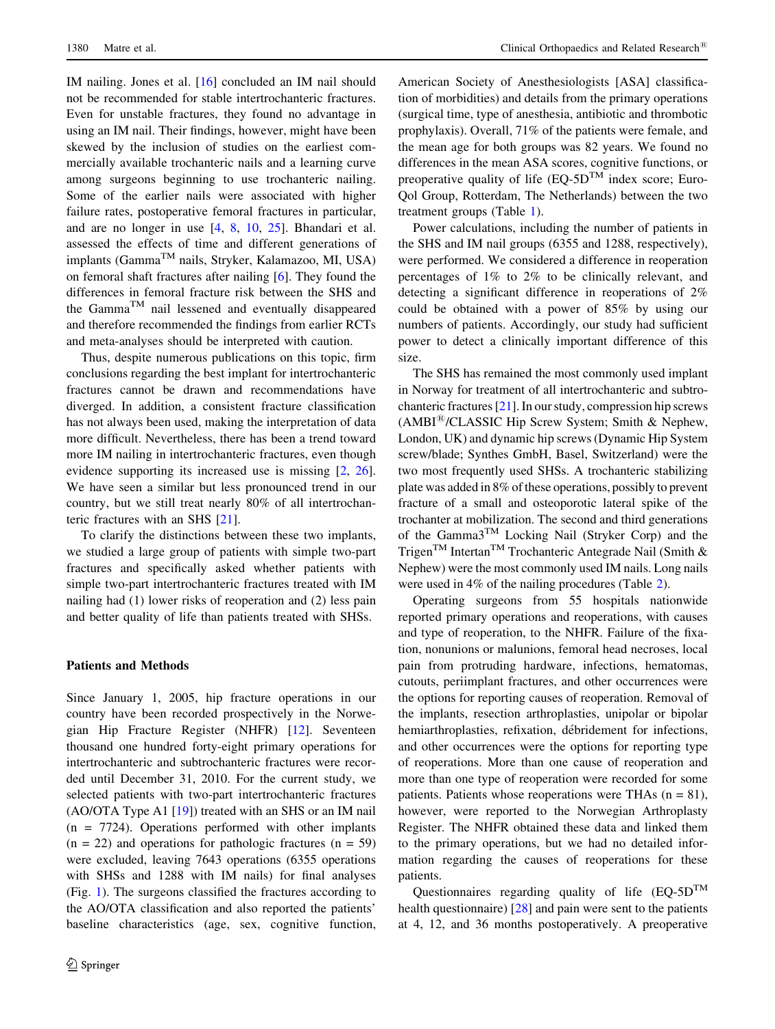IM nailing. Jones et al. [16] concluded an IM nail should not be recommended for stable intertrochanteric fractures. Even for unstable fractures, they found no advantage in using an IM nail. Their findings, however, might have been skewed by the inclusion of studies on the earliest commercially available trochanteric nails and a learning curve among surgeons beginning to use trochanteric nailing. Some of the earlier nails were associated with higher failure rates, postoperative femoral fractures in particular, and are no longer in use [4, 8, 10, 25]. Bhandari et al. assessed the effects of time and different generations of implants (Gamma™ nails, Stryker, Kalamazoo, MI, USA) on femoral shaft fractures after nailing [6]. They found the differences in femoral fracture risk between the SHS and the Gamma™ nail lessened and eventually disappeared and therefore recommended the findings from earlier RCTs and meta-analyses should be interpreted with caution.

Thus, despite numerous publications on this topic, firm conclusions regarding the best implant for intertrochanteric fractures cannot be drawn and recommendations have diverged. In addition, a consistent fracture classification has not always been used, making the interpretation of data more difficult. Nevertheless, there has been a trend toward more IM nailing in intertrochanteric fractures, even though evidence supporting its increased use is missing [2, 26]. We have seen a similar but less pronounced trend in our country, but we still treat nearly 80% of all intertrochanteric fractures with an SHS [21].

To clarify the distinctions between these two implants, we studied a large group of patients with simple two-part fractures and specifically asked whether patients with simple two-part intertrochanteric fractures treated with IM nailing had (1) lower risks of reoperation and (2) less pain and better quality of life than patients treated with SHSs.

## Patients and Methods

Since January 1, 2005, hip fracture operations in our country have been recorded prospectively in the Norwegian Hip Fracture Register (NHFR) [12]. Seventeen thousand one hundred forty-eight primary operations for intertrochanteric and subtrochanteric fractures were recorded until December 31, 2010. For the current study, we selected patients with two-part intertrochanteric fractures (AO/OTA Type A1 [19]) treated with an SHS or an IM nail (n = 7724). Operations performed with other implants (n = 22) and operations for pathologic fractures (n = 59) were excluded, leaving 7643 operations (6355 operations with SHSs and 1288 with IM nails) for final analyses (Fig. 1). The surgeons classified the fractures according to the AO/OTA classification and also reported the patients' baseline characteristics (age, sex, cognitive function, American Society of Anesthesiologists [ASA] classification of morbidities) and details from the primary operations (surgical time, type of anesthesia, antibiotic and thrombotic prophylaxis). Overall, 71% of the patients were female, and the mean age for both groups was 82 years. We found no differences in the mean ASA scores, cognitive functions, or preoperative quality of life (EQ-5D™ index score; EuroQol Group, Rotterdam, The Netherlands) between the two treatment groups (Table 1).

Power calculations, including the number of patients in the SHS and IM nail groups (6355 and 1288, respectively), were performed. We considered a difference in reoperation percentages of 1% to 2% to be clinically relevant, and detecting a significant difference in reoperations of 2% could be obtained with a power of 85% by using our numbers of patients. Accordingly, our study had sufficient power to detect a clinically important difference of this size.

The SHS has remained the most commonly used implant in Norway for treatment of all intertrochanteric and subtrochanteric fractures [21]. In our study, compression hip screws (AMBI®/CLASSIC Hip Screw System; Smith & Nephew, London, UK) and dynamic hip screws (Dynamic Hip System screw/blade; Synthes GmbH, Basel, Switzerland) were the two most frequently used SHSs. A trochanteric stabilizing plate was added in 8% of these operations, possibly to prevent fracture of a small and osteoporotic lateral spike of the trochanter at mobilization. The second and third generations of the Gamma3™ Locking Nail (Stryker Corp) and the Trigen™ Intertan™ Trochanteric Antegrade Nail (Smith & Nephew) were the most commonly used IM nails. Long nails were used in 4% of the nailing procedures (Table 2).

Operating surgeons from 55 hospitals nationwide reported primary operations and reoperations, with causes and type of reoperation, to the NHFR. Failure of the fixation, nonunions or malunions, femoral head necroses, local pain from protruding hardware, infections, hematomas, cutouts, periimplant fractures, and other occurrences were the options for reporting causes of reoperation. Removal of the implants, resection arthroplasties, unipolar or bipolar hemiarthroplasties, refixation, débridement for infections, and other occurrences were the options for reporting type of reoperations. More than one cause of reoperation and more than one type of reoperation were recorded for some patients. Patients whose reoperations were THAs (n = 81), however, were reported to the Norwegian Arthroplasty Register. The NHFR obtained these data and linked them to the primary operations, but we had no detailed information regarding the causes of reoperations for these patients.

Questionnaires regarding quality of life (EQ-5D™ health questionnaire) [28] and pain were sent to the patients at 4, 12, and 36 months postoperatively. A preoperative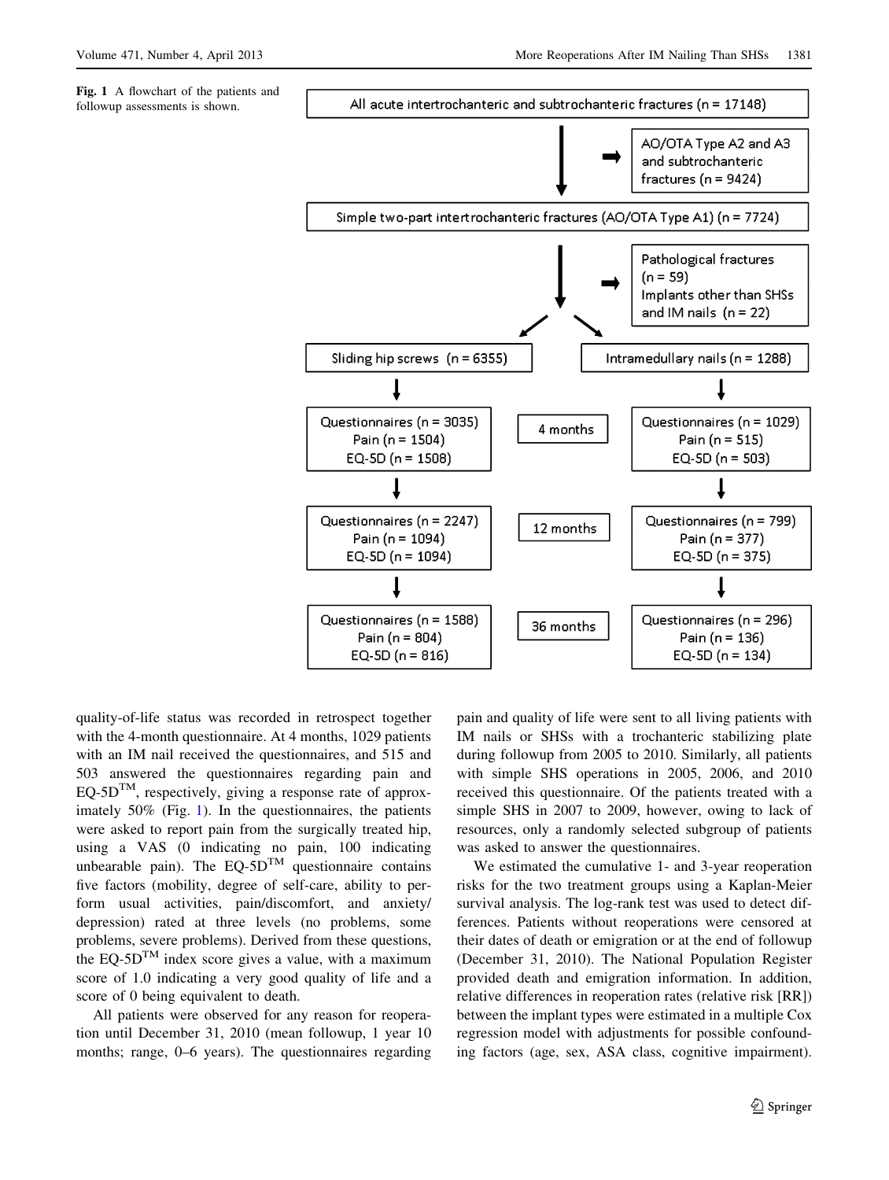**Fig. 1** A flowchart of the patients and followup assessments is shown.

- All acute intertrochanteric and subtrochanteric fractures (n = 17148)
  - → AO/OTA Type A2 and A3 and subtrochanteric fractures (n = 9424)
- Simple two-part intertrochanteric fractures (AO/OTA Type A1) (n = 7724)
  - → Pathological fractures (n = 59)
  - → Implants other than SHSs and IM nails (n = 22)
- Sliding hip screws (n = 6355) | Intramedullary nails (n = 1288)

| Sliding hip screws | | Intramedullary nails |
|---|---|---|
| Questionnaires (n = 3035)<br>Pain (n = 1504)<br>EQ-5D (n = 1508) | 4 months | Questionnaires (n = 1029)<br>Pain (n = 515)<br>EQ-5D (n = 503) |
| Questionnaires (n = 2247)<br>Pain (n = 1094)<br>EQ-5D (n = 1094) | 12 months | Questionnaires (n = 799)<br>Pain (n = 377)<br>EQ-5D (n = 375) |
| Questionnaires (n = 1588)<br>Pain (n = 804)<br>EQ-5D (n = 816) | 36 months | Questionnaires (n = 296)<br>Pain (n = 136)<br>EQ-5D (n = 134) |

quality-of-life status was recorded in retrospect together with the 4-month questionnaire. At 4 months, 1029 patients with an IM nail received the questionnaires, and 515 and 503 answered the questionnaires regarding pain and EQ-5D™, respectively, giving a response rate of approximately 50% (Fig. 1). In the questionnaires, the patients were asked to report pain from the surgically treated hip, using a VAS (0 indicating no pain, 100 indicating unbearable pain). The EQ-5D™ questionnaire contains five factors (mobility, degree of self-care, ability to perform usual activities, pain/discomfort, and anxiety/depression) rated at three levels (no problems, some problems, severe problems). Derived from these questions, the EQ-5D™ index score gives a value, with a maximum score of 1.0 indicating a very good quality of life and a score of 0 being equivalent to death.

All patients were observed for any reason for reoperation until December 31, 2010 (mean followup, 1 year 10 months; range, 0–6 years). The questionnaires regarding pain and quality of life were sent to all living patients with IM nails or SHSs with a trochanteric stabilizing plate during followup from 2005 to 2010. Similarly, all patients with simple SHS operations in 2005, 2006, and 2010 received this questionnaire. Of the patients treated with a simple SHS in 2007 to 2009, however, owing to lack of resources, only a randomly selected subgroup of patients was asked to answer the questionnaires.

We estimated the cumulative 1- and 3-year reoperation risks for the two treatment groups using a Kaplan-Meier survival analysis. The log-rank test was used to detect differences. Patients without reoperations were censored at their dates of death or emigration or at the end of followup (December 31, 2010). The National Population Register provided death and emigration information. In addition, relative differences in reoperation rates (relative risk [RR]) between the implant types were estimated in a multiple Cox regression model with adjustments for possible confounding factors (age, sex, ASA class, cognitive impairment).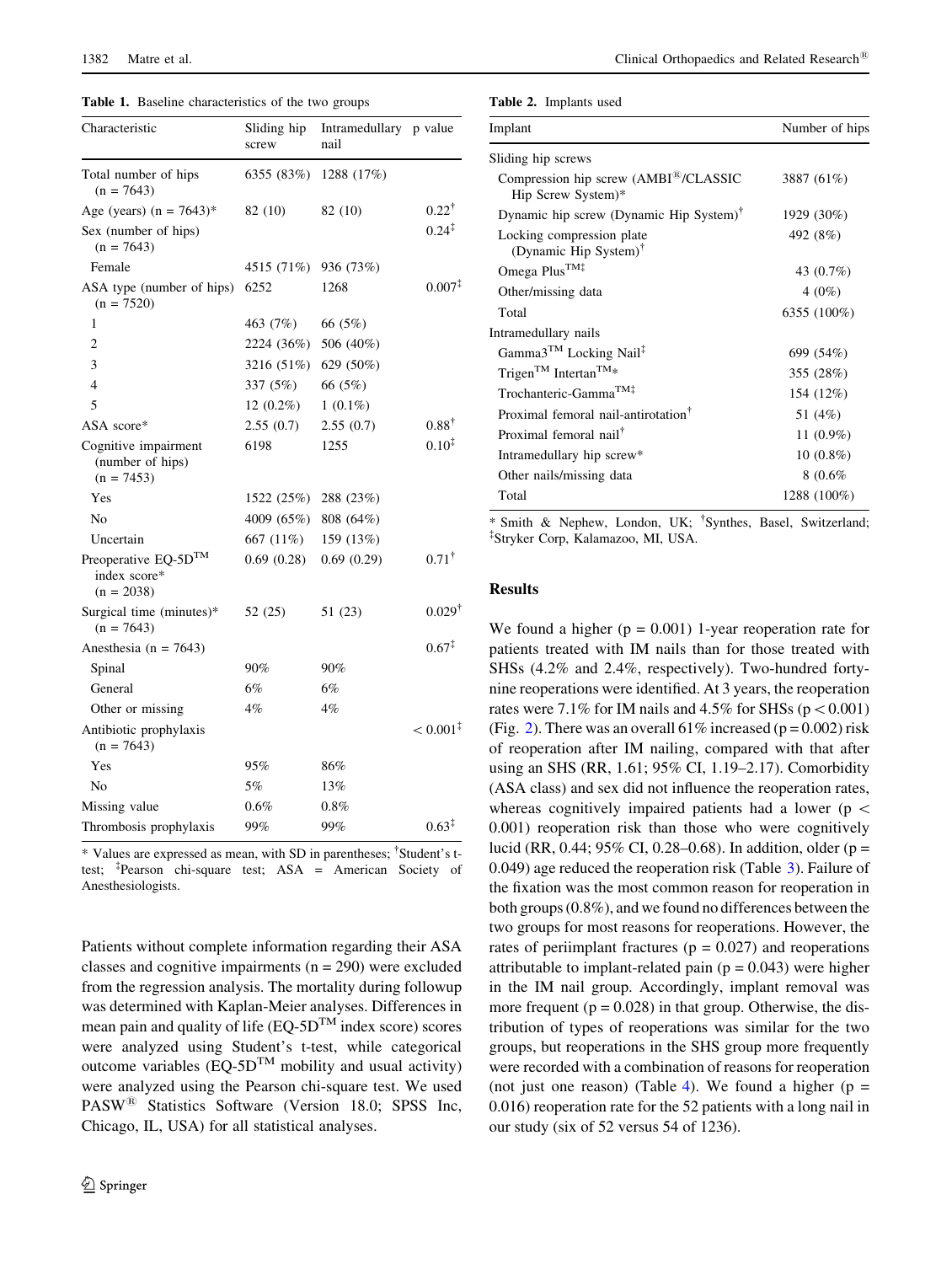**Table 1.** Baseline characteristics of the two groups

| Characteristic | Sliding hip screw | Intramedullary nail | p value |
|---|---|---|---|
| Total number of hips (n = 7643) | 6355 (83%) | 1288 (17%) | |
| Age (years) (n = 7643)* | 82 (10) | 82 (10) | 0.22[†] |
| Sex (number of hips) (n = 7643) | | | 0.24[‡] |
| Female | 4515 (71%) | 936 (73%) | |
| ASA type (number of hips) (n = 7520) | 6252 | 1268 | 0.007[‡] |
| 1 | 463 (7%) | 66 (5%) | |
| 2 | 2224 (36%) | 506 (40%) | |
| 3 | 3216 (51%) | 629 (50%) | |
| 4 | 337 (5%) | 66 (5%) | |
| 5 | 12 (0.2%) | 1 (0.1%) | |
| ASA score* | 2.55 (0.7) | 2.55 (0.7) | 0.88[†] |
| Cognitive impairment (number of hips) (n = 7453) | 6198 | 1255 | 0.10[‡] |
| Yes | 1522 (25%) | 288 (23%) | |
| No | 4009 (65%) | 808 (64%) | |
| Uncertain | 667 (11%) | 159 (13%) | |
| Preoperative EQ-5D™ index score* (n = 2038) | 0.69 (0.28) | 0.69 (0.29) | 0.71[†] |
| Surgical time (minutes)* (n = 7643) | 52 (25) | 51 (23) | 0.029[†] |
| Anesthesia (n = 7643) | | | 0.67[‡] |
| Spinal | 90% | 90% | |
| General | 6% | 6% | |
| Other or missing | 4% | 4% | |
| Antibiotic prophylaxis (n = 7643) | | | < 0.001[‡] |
| Yes | 95% | 86% | |
| No | 5% | 13% | |
| Missing value | 0.6% | 0.8% | |
| Thrombosis prophylaxis | 99% | 99% | 0.63[‡] |

* Values are expressed as mean, with SD in parentheses; [†]Student's t-test; [‡]Pearson chi-square test; ASA = American Society of Anesthesiologists.

Patients without complete information regarding their ASA classes and cognitive impairments (n = 290) were excluded from the regression analysis. The mortality during followup was determined with Kaplan-Meier analyses. Differences in mean pain and quality of life (EQ-5D™ index score) scores were analyzed using Student's t-test, while categorical outcome variables (EQ-5D™ mobility and usual activity) were analyzed using the Pearson chi-square test. We used PASW® Statistics Software (Version 18.0; SPSS Inc, Chicago, IL, USA) for all statistical analyses.

**Table 2.** Implants used

| Implant | Number of hips |
|---|---|
| Sliding hip screws | |
| Compression hip screw (AMBI®/CLASSIC Hip Screw System)* | 3887 (61%) |
| Dynamic hip screw (Dynamic Hip System)[†] | 1929 (30%) |
| Locking compression plate (Dynamic Hip System)[†] | 492 (8%) |
| Omega Plus™[‡] | 43 (0.7%) |
| Other/missing data | 4 (0%) |
| Total | 6355 (100%) |
| Intramedullary nails | |
| Gamma3™ Locking Nail[‡] | 699 (54%) |
| Trigen™ Intertan™* | 355 (28%) |
| Trochanteric-Gamma™[‡] | 154 (12%) |
| Proximal femoral nail-antirotation[†] | 51 (4%) |
| Proximal femoral nail[†] | 11 (0.9%) |
| Intramedullary hip screw* | 10 (0.8%) |
| Other nails/missing data | 8 (0.6% |
| Total | 1288 (100%) |

* Smith & Nephew, London, UK; [†]Synthes, Basel, Switzerland; [‡]Stryker Corp, Kalamazoo, MI, USA.

## Results

We found a higher (p = 0.001) 1-year reoperation rate for patients treated with IM nails than for those treated with SHSs (4.2% and 2.4%, respectively). Two-hundred forty-nine reoperations were identified. At 3 years, the reoperation rates were 7.1% for IM nails and 4.5% for SHSs (p < 0.001) (Fig. 2). There was an overall 61% increased (p = 0.002) risk of reoperation after IM nailing, compared with that after using an SHS (RR, 1.61; 95% CI, 1.19–2.17). Comorbidity (ASA class) and sex did not influence the reoperation rates, whereas cognitively impaired patients had a lower (p < 0.001) reoperation risk than those who were cognitively lucid (RR, 0.44; 95% CI, 0.28–0.68). In addition, older (p = 0.049) age reduced the reoperation risk (Table 3). Failure of the fixation was the most common reason for reoperation in both groups (0.8%), and we found no differences between the two groups for most reasons for reoperations. However, the rates of periimplant fractures (p = 0.027) and reoperations attributable to implant-related pain (p = 0.043) were higher in the IM nail group. Accordingly, implant removal was more frequent (p = 0.028) in that group. Otherwise, the distribution of types of reoperations was similar for the two groups, but reoperations in the SHS group more frequently were recorded with a combination of reasons for reoperation (not just one reason) (Table 4). We found a higher (p = 0.016) reoperation rate for the 52 patients with a long nail in our study (six of 52 versus 54 of 1236).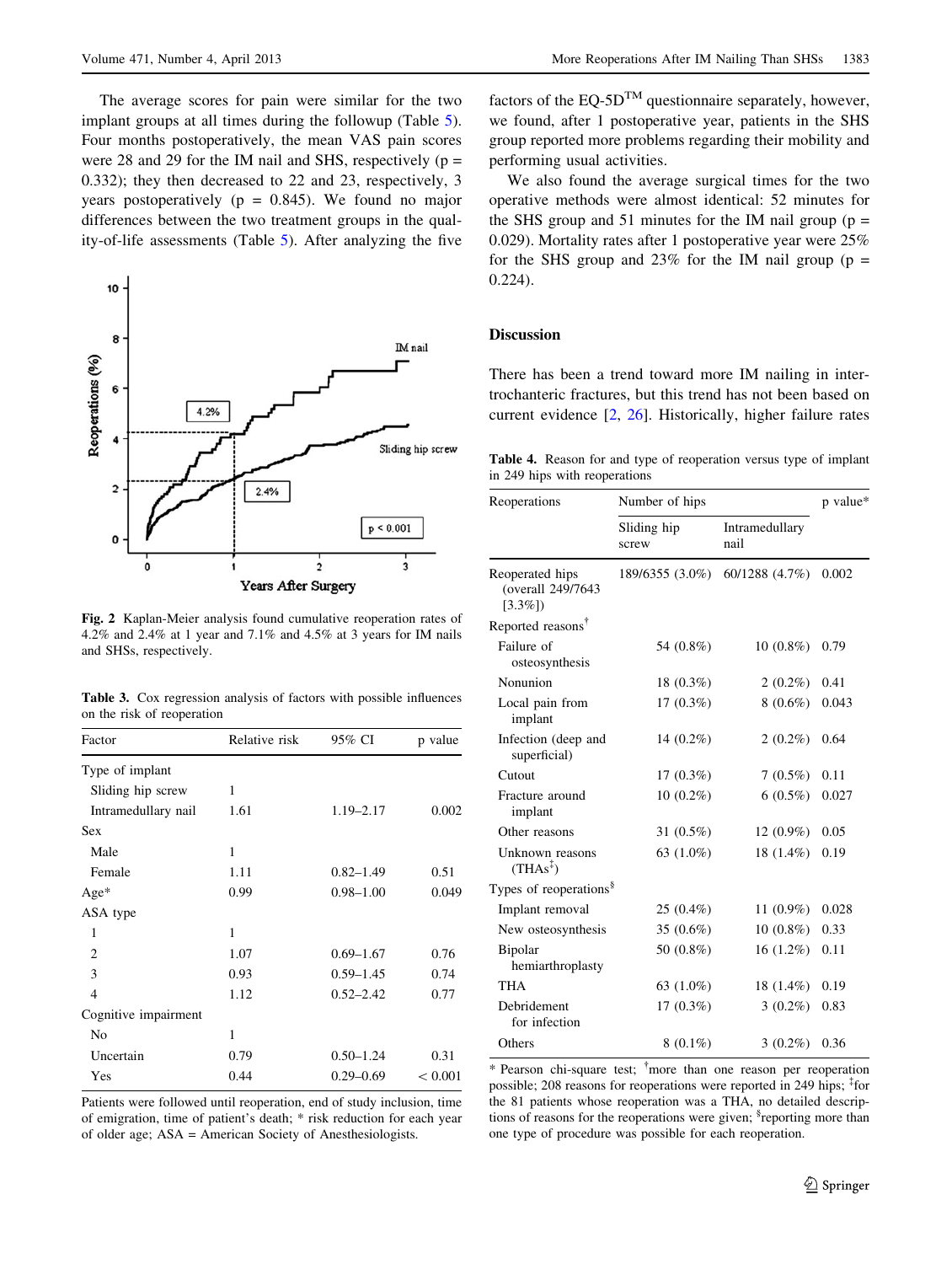The average scores for pain were similar for the two implant groups at all times during the followup (Table 5). Four months postoperatively, the mean VAS pain scores were 28 and 29 for the IM nail and SHS, respectively ($p = 0.332$); they then decreased to 22 and 23, respectively, 3 years postoperatively ($p = 0.845$). We found no major differences between the two treatment groups in the quality-of-life assessments (Table 5). After analyzing the five factors of the EQ-5D™ questionnaire separately, however, we found, after 1 postoperative year, patients in the SHS group reported more problems regarding their mobility and performing usual activities.

We also found the average surgical times for the two operative methods were almost identical: 52 minutes for the SHS group and 51 minutes for the IM nail group ($p = 0.029$). Mortality rates after 1 postoperative year were 25% for the SHS group and 23% for the IM nail group ($p = 0.224$).

Fig. 2 Kaplan-Meier analysis found cumulative reoperation rates of 4.2% and 2.4% at 1 year and 7.1% and 4.5% at 3 years for IM nails and SHSs, respectively.

**Table 3.** Cox regression analysis of factors with possible influences on the risk of reoperation

| Factor | Relative risk | 95% CI | p value |
|---|---|---|---|
| Type of implant | | | |
| Sliding hip screw | 1 | | |
| Intramedullary nail | 1.61 | 1.19–2.17 | 0.002 |
| Sex | | | |
| Male | 1 | | |
| Female | 1.11 | 0.82–1.49 | 0.51 |
| Age* | 0.99 | 0.98–1.00 | 0.049 |
| ASA type | | | |
| 1 | 1 | | |
| 2 | 1.07 | 0.69–1.67 | 0.76 |
| 3 | 0.93 | 0.59–1.45 | 0.74 |
| 4 | 1.12 | 0.52–2.42 | 0.77 |
| Cognitive impairment | | | |
| No | 1 | | |
| Uncertain | 0.79 | 0.50–1.24 | 0.31 |
| Yes | 0.44 | 0.29–0.69 | < 0.001 |

Patients were followed until reoperation, end of study inclusion, time of emigration, time of patient's death; * risk reduction for each year of older age; ASA = American Society of Anesthesiologists.

## Discussion

There has been a trend toward more IM nailing in intertrochanteric fractures, but this trend has not been based on current evidence [2, 26]. Historically, higher failure rates

**Table 4.** Reason for and type of reoperation versus type of implant in 249 hips with reoperations

| Reoperations | Number of hips | | p value* |
|---|---|---|---|
| | Sliding hip screw | Intramedullary nail | |
| Reoperated hips (overall 249/7643 [3.3%]) | 189/6355 (3.0%) | 60/1288 (4.7%) | 0.002 |
| Reported reasons[†] | | | |
| Failure of osteosynthesis | 54 (0.8%) | 10 (0.8%) | 0.79 |
| Nonunion | 18 (0.3%) | 2 (0.2%) | 0.41 |
| Local pain from implant | 17 (0.3%) | 8 (0.6%) | 0.043 |
| Infection (deep and superficial) | 14 (0.2%) | 2 (0.2%) | 0.64 |
| Cutout | 17 (0.3%) | 7 (0.5%) | 0.11 |
| Fracture around implant | 10 (0.2%) | 6 (0.5%) | 0.027 |
| Other reasons | 31 (0.5%) | 12 (0.9%) | 0.05 |
| Unknown reasons (THAs[‡]) | 63 (1.0%) | 18 (1.4%) | 0.19 |
| Types of reoperations[§] | | | |
| Implant removal | 25 (0.4%) | 11 (0.9%) | 0.028 |
| New osteosynthesis | 35 (0.6%) | 10 (0.8%) | 0.33 |
| Bipolar hemiarthroplasty | 50 (0.8%) | 16 (1.2%) | 0.11 |
| THA | 63 (1.0%) | 18 (1.4%) | 0.19 |
| Debridement for infection | 17 (0.3%) | 3 (0.2%) | 0.83 |
| Others | 8 (0.1%) | 3 (0.2%) | 0.36 |

* Pearson chi-square test; [†]more than one reason per reoperation possible; 208 reasons for reoperations were reported in 249 hips; [‡]for the 81 patients whose reoperation was a THA, no detailed descriptions of reasons for the reoperations were given; [§]reporting more than one type of procedure was possible for each reoperation.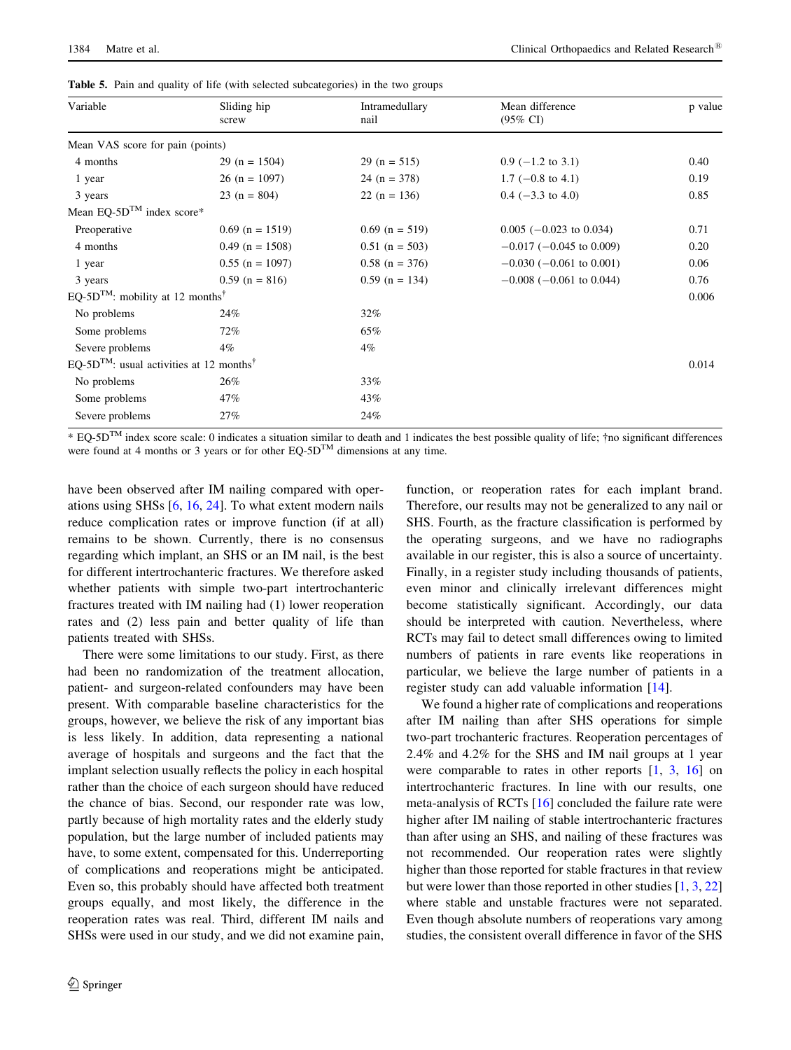**Table 5.** Pain and quality of life (with selected subcategories) in the two groups

| Variable | Sliding hip screw | Intramedullary nail | Mean difference (95% CI) | p value |
|---|---|---|---|---|
| Mean VAS score for pain (points) | | | | |
| 4 months | 29 (n = 1504) | 29 (n = 515) | 0.9 (−1.2 to 3.1) | 0.40 |
| 1 year | 26 (n = 1097) | 24 (n = 378) | 1.7 (−0.8 to 4.1) | 0.19 |
| 3 years | 23 (n = 804) | 22 (n = 136) | 0.4 (−3.3 to 4.0) | 0.85 |
| Mean EQ-5D™ index score* | | | | |
| Preoperative | 0.69 (n = 1519) | 0.69 (n = 519) | 0.005 (−0.023 to 0.034) | 0.71 |
| 4 months | 0.49 (n = 1508) | 0.51 (n = 503) | −0.017 (−0.045 to 0.009) | 0.20 |
| 1 year | 0.55 (n = 1097) | 0.58 (n = 376) | −0.030 (−0.061 to 0.001) | 0.06 |
| 3 years | 0.59 (n = 816) | 0.59 (n = 134) | −0.008 (−0.061 to 0.044) | 0.76 |
| EQ-5D™: mobility at 12 months† | | | | 0.006 |
| No problems | 24% | 32% | | |
| Some problems | 72% | 65% | | |
| Severe problems | 4% | 4% | | |
| EQ-5D™: usual activities at 12 months† | | | | 0.014 |
| No problems | 26% | 33% | | |
| Some problems | 47% | 43% | | |
| Severe problems | 27% | 24% | | |

* EQ-5D™ index score scale: 0 indicates a situation similar to death and 1 indicates the best possible quality of life; †no significant differences were found at 4 months or 3 years or for other EQ-5D™ dimensions at any time.

have been observed after IM nailing compared with operations using SHSs [6, 16, 24]. To what extent modern nails reduce complication rates or improve function (if at all) remains to be shown. Currently, there is no consensus regarding which implant, an SHS or an IM nail, is the best for different intertrochanteric fractures. We therefore asked whether patients with simple two-part intertrochanteric fractures treated with IM nailing had (1) lower reoperation rates and (2) less pain and better quality of life than patients treated with SHSs.

There were some limitations to our study. First, as there had been no randomization of the treatment allocation, patient- and surgeon-related confounders may have been present. With comparable baseline characteristics for the groups, however, we believe the risk of any important bias is less likely. In addition, data representing a national average of hospitals and surgeons and the fact that the implant selection usually reflects the policy in each hospital rather than the choice of each surgeon should have reduced the chance of bias. Second, our responder rate was low, partly because of high mortality rates and the elderly study population, but the large number of included patients may have, to some extent, compensated for this. Underreporting of complications and reoperations might be anticipated. Even so, this probably should have affected both treatment groups equally, and most likely, the difference in the reoperation rates was real. Third, different IM nails and SHSs were used in our study, and we did not examine pain, function, or reoperation rates for each implant brand. Therefore, our results may not be generalized to any nail or SHS. Fourth, as the fracture classification is performed by the operating surgeons, and we have no radiographs available in our register, this is also a source of uncertainty. Finally, in a register study including thousands of patients, even minor and clinically irrelevant differences might become statistically significant. Accordingly, our data should be interpreted with caution. Nevertheless, where RCTs may fail to detect small differences owing to limited numbers of patients in rare events like reoperations in particular, we believe the large number of patients in a register study can add valuable information [14].

We found a higher rate of complications and reoperations after IM nailing than after SHS operations for simple two-part trochanteric fractures. Reoperation percentages of 2.4% and 4.2% for the SHS and IM nail groups at 1 year were comparable to rates in other reports [1, 3, 16] on intertrochanteric fractures. In line with our results, one meta-analysis of RCTs [16] concluded the failure rate were higher after IM nailing of stable intertrochanteric fractures than after using an SHS, and nailing of these fractures was not recommended. Our reoperation rates were slightly higher than those reported for stable fractures in that review but were lower than those reported in other studies [1, 3, 22] where stable and unstable fractures were not separated. Even though absolute numbers of reoperations vary among studies, the consistent overall difference in favor of the SHS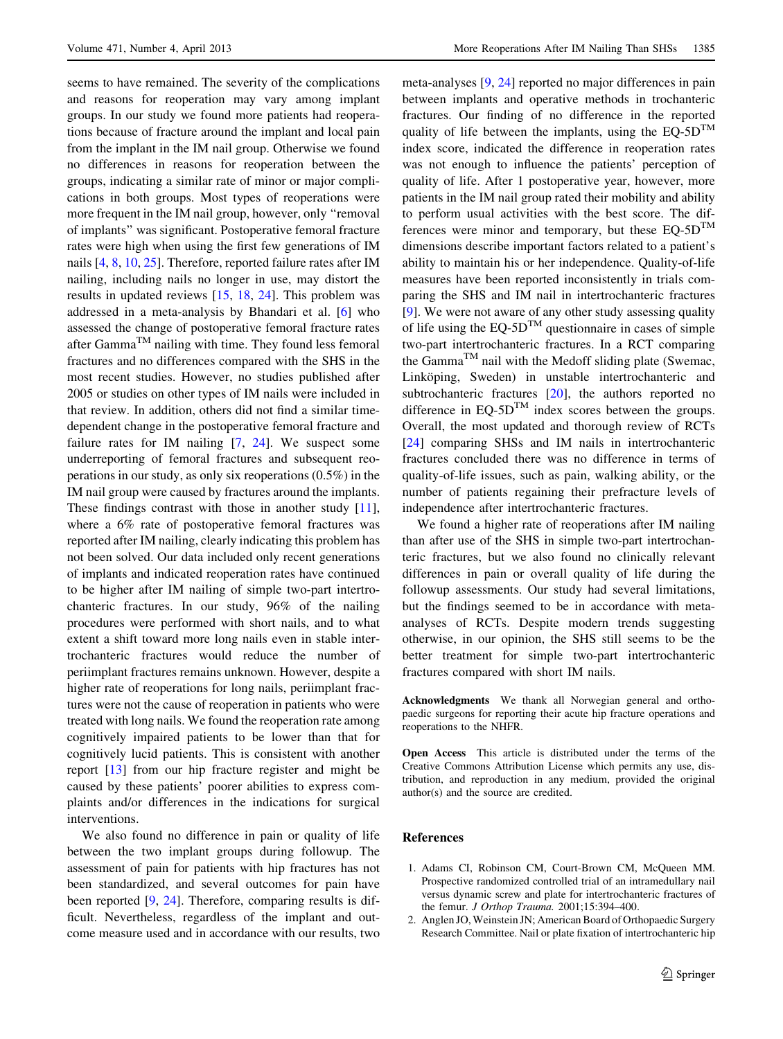seems to have remained. The severity of the complications and reasons for reoperation may vary among implant groups. In our study we found more patients had reoperations because of fracture around the implant and local pain from the implant in the IM nail group. Otherwise we found no differences in reasons for reoperation between the groups, indicating a similar rate of minor or major complications in both groups. Most types of reoperations were more frequent in the IM nail group, however, only "removal of implants" was significant. Postoperative femoral fracture rates were high when using the first few generations of IM nails [4, 8, 10, 25]. Therefore, reported failure rates after IM nailing, including nails no longer in use, may distort the results in updated reviews [15, 18, 24]. This problem was addressed in a meta-analysis by Bhandari et al. [6] who assessed the change of postoperative femoral fracture rates after Gamma™ nailing with time. They found less femoral fractures and no differences compared with the SHS in the most recent studies. However, no studies published after 2005 or studies on other types of IM nails were included in that review. In addition, others did not find a similar time-dependent change in the postoperative femoral fracture and failure rates for IM nailing [7, 24]. We suspect some underreporting of femoral fractures and subsequent reoperations in our study, as only six reoperations (0.5%) in the IM nail group were caused by fractures around the implants. These findings contrast with those in another study [11], where a 6% rate of postoperative femoral fractures was reported after IM nailing, clearly indicating this problem has not been solved. Our data included only recent generations of implants and indicated reoperation rates have continued to be higher after IM nailing of simple two-part intertrochanteric fractures. In our study, 96% of the nailing procedures were performed with short nails, and to what extent a shift toward more long nails even in stable intertrochanteric fractures would reduce the number of periimplant fractures remains unknown. However, despite a higher rate of reoperations for long nails, periimplant fractures were not the cause of reoperation in patients who were treated with long nails. We found the reoperation rate among cognitively impaired patients to be lower than that for cognitively lucid patients. This is consistent with another report [13] from our hip fracture register and might be caused by these patients' poorer abilities to express complaints and/or differences in the indications for surgical interventions.

We also found no difference in pain or quality of life between the two implant groups during followup. The assessment of pain for patients with hip fractures has not been standardized, and several outcomes for pain have been reported [9, 24]. Therefore, comparing results is difficult. Nevertheless, regardless of the implant and outcome measure used and in accordance with our results, two meta-analyses [9, 24] reported no major differences in pain between implants and operative methods in trochanteric fractures. Our finding of no difference in the reported quality of life between the implants, using the EQ-5D™ index score, indicated the difference in reoperation rates was not enough to influence the patients' perception of quality of life. After 1 postoperative year, however, more patients in the IM nail group rated their mobility and ability to perform usual activities with the best score. The differences were minor and temporary, but these EQ-5D™ dimensions describe important factors related to a patient's ability to maintain his or her independence. Quality-of-life measures have been reported inconsistently in trials comparing the SHS and IM nail in intertrochanteric fractures [9]. We were not aware of any other study assessing quality of life using the EQ-5D™ questionnaire in cases of simple two-part intertrochanteric fractures. In a RCT comparing the Gamma™ nail with the Medoff sliding plate (Swemac, Linköping, Sweden) in unstable intertrochanteric and subtrochanteric fractures [20], the authors reported no difference in EQ-5D™ index scores between the groups. Overall, the most updated and thorough review of RCTs [24] comparing SHSs and IM nails in intertrochanteric fractures concluded there was no difference in terms of quality-of-life issues, such as pain, walking ability, or the number of patients regaining their prefracture levels of independence after intertrochanteric fractures.

We found a higher rate of reoperations after IM nailing than after use of the SHS in simple two-part intertrochanteric fractures, but we also found no clinically relevant differences in pain or overall quality of life during the followup assessments. Our study had several limitations, but the findings seemed to be in accordance with meta-analyses of RCTs. Despite modern trends suggesting otherwise, in our opinion, the SHS still seems to be the better treatment for simple two-part intertrochanteric fractures compared with short IM nails.

**Acknowledgments** We thank all Norwegian general and orthopaedic surgeons for reporting their acute hip fracture operations and reoperations to the NHFR.

**Open Access** This article is distributed under the terms of the Creative Commons Attribution License which permits any use, distribution, and reproduction in any medium, provided the original author(s) and the source are credited.

## References

1. Adams CI, Robinson CM, Court-Brown CM, McQueen MM. Prospective randomized controlled trial of an intramedullary nail versus dynamic screw and plate for intertrochanteric fractures of the femur. *J Orthop Trauma.* 2001;15:394–400.
2. Anglen JO, Weinstein JN; American Board of Orthopaedic Surgery Research Committee. Nail or plate fixation of intertrochanteric hip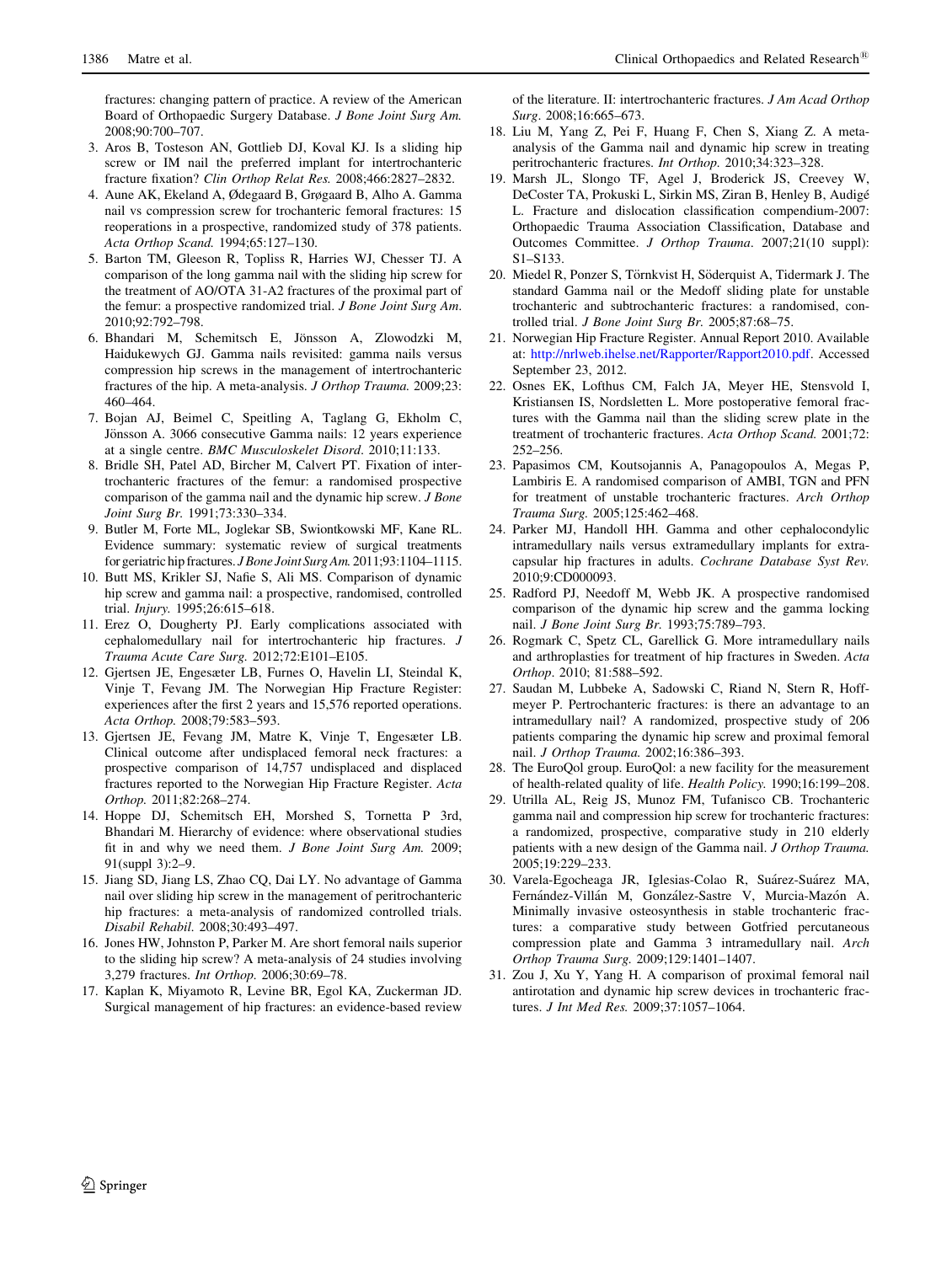fractures: changing pattern of practice. A review of the American Board of Orthopaedic Surgery Database. *J Bone Joint Surg Am.* 2008;90:700–707.

3. Aros B, Tosteson AN, Gottlieb DJ, Koval KJ. Is a sliding hip screw or IM nail the preferred implant for intertrochanteric fracture fixation? *Clin Orthop Relat Res.* 2008;466:2827–2832.
4. Aune AK, Ekeland A, Ødegaard B, Grøgaard B, Alho A. Gamma nail vs compression screw for trochanteric femoral fractures: 15 reoperations in a prospective, randomized study of 378 patients. *Acta Orthop Scand.* 1994;65:127–130.
5. Barton TM, Gleeson R, Topliss R, Harries WJ, Chesser TJ. A comparison of the long gamma nail with the sliding hip screw for the treatment of AO/OTA 31-A2 fractures of the proximal part of the femur: a prospective randomized trial. *J Bone Joint Surg Am.* 2010;92:792–798.
6. Bhandari M, Schemitsch E, Jönsson A, Zlowodzki M, Haidukewych GJ. Gamma nails revisited: gamma nails versus compression hip screws in the management of intertrochanteric fractures of the hip. A meta-analysis. *J Orthop Trauma.* 2009;23:460–464.
7. Bojan AJ, Beimel C, Speitling A, Taglang G, Ekholm C, Jönsson A. 3066 consecutive Gamma nails: 12 years experience at a single centre. *BMC Musculoskelet Disord.* 2010;11:133.
8. Bridle SH, Patel AD, Bircher M, Calvert PT. Fixation of intertrochanteric fractures of the femur: a randomised prospective comparison of the gamma nail and the dynamic hip screw. *J Bone Joint Surg Br.* 1991;73:330–334.
9. Butler M, Forte ML, Joglekar SB, Swiontkowski MF, Kane RL. Evidence summary: systematic review of surgical treatments for geriatric hip fractures. *J Bone Joint Surg Am.* 2011;93:1104–1115.
10. Butt MS, Krikler SJ, Nafie S, Ali MS. Comparison of dynamic hip screw and gamma nail: a prospective, randomised, controlled trial. *Injury.* 1995;26:615–618.
11. Erez O, Dougherty PJ. Early complications associated with cephalomedullary nail for intertrochanteric hip fractures. *J Trauma Acute Care Surg.* 2012;72:E101–E105.
12. Gjertsen JE, Engesæter LB, Furnes O, Havelin LI, Steindal K, Vinje T, Fevang JM. The Norwegian Hip Fracture Register: experiences after the first 2 years and 15,576 reported operations. *Acta Orthop.* 2008;79:583–593.
13. Gjertsen JE, Fevang JM, Matre K, Vinje T, Engesæter LB. Clinical outcome after undisplaced femoral neck fractures: a prospective comparison of 14,757 undisplaced and displaced fractures reported to the Norwegian Hip Fracture Register. *Acta Orthop.* 2011;82:268–274.
14. Hoppe DJ, Schemitsch EH, Morshed S, Tornetta P 3rd, Bhandari M. Hierarchy of evidence: where observational studies fit in and why we need them. *J Bone Joint Surg Am.* 2009; 91(suppl 3):2–9.
15. Jiang SD, Jiang LS, Zhao CQ, Dai LY. No advantage of Gamma nail over sliding hip screw in the management of peritrochanteric hip fractures: a meta-analysis of randomized controlled trials. *Disabil Rehabil.* 2008;30:493–497.
16. Jones HW, Johnston P, Parker M. Are short femoral nails superior to the sliding hip screw? A meta-analysis of 24 studies involving 3,279 fractures. *Int Orthop.* 2006;30:69–78.
17. Kaplan K, Miyamoto R, Levine BR, Egol KA, Zuckerman JD. Surgical management of hip fractures: an evidence-based review of the literature. II: intertrochanteric fractures. *J Am Acad Orthop Surg*. 2008;16:665–673.
18. Liu M, Yang Z, Pei F, Huang F, Chen S, Xiang Z. A meta-analysis of the Gamma nail and dynamic hip screw in treating peritrochanteric fractures. *Int Orthop.* 2010;34:323–328.
19. Marsh JL, Slongo TF, Agel J, Broderick JS, Creevey W, DeCoster TA, Prokuski L, Sirkin MS, Ziran B, Henley B, Audigé L. Fracture and dislocation classification compendium-2007: Orthopaedic Trauma Association Classification, Database and Outcomes Committee. *J Orthop Trauma*. 2007;21(10 suppl): S1–S133.
20. Miedel R, Ponzer S, Törnkvist H, Söderquist A, Tidermark J. The standard Gamma nail or the Medoff sliding plate for unstable trochanteric and subtrochanteric fractures. A randomised, controlled trial. *J Bone Joint Surg Br.* 2005;87:68–75.
21. Norwegian Hip Fracture Register. Annual Report 2010. Available at: http://nrlweb.ihelse.net/Rapporter/Rapport2010.pdf. Accessed September 23, 2012.
22. Osnes EK, Lofthus CM, Falch JA, Meyer HE, Stensvold I, Kristiansen IS, Nordsletten L. More postoperative femoral fractures with the Gamma nail than the sliding screw plate in the treatment of trochanteric fractures. *Acta Orthop Scand.* 2001;72: 252–256.
23. Papasimos CM, Koutsojannis A, Panagopoulos A, Megas P, Lambiris E. A randomised comparison of AMBI, TGN and PFN for treatment of unstable trochanteric fractures. *Arch Orthop Trauma Surg.* 2005;125:462–468.
24. Parker MJ, Handoll HH. Gamma and other cephalocondylic intramedullary nails versus extramedullary implants for extracapsular hip fractures in adults. *Cochrane Database Syst Rev.* 2010;9:CD000093.
25. Radford PJ, Needoff M, Webb JK. A prospective randomised comparison of the dynamic hip screw and the gamma locking nail. *J Bone Joint Surg Br.* 1993;75:789–793.
26. Rogmark C, Spetz CL, Garellick G. More intramedullary nails and arthroplasties for treatment of hip fractures in Sweden. *Acta Orthop*. 2010; 81:588–592.
27. Saudan M, Lubbeke A, Sadowski C, Riand N, Stern R, Hoffmeyer P. Pertrochanteric fractures: is there an advantage to an intramedullary nail? A randomized, prospective study of 206 patients comparing the dynamic hip screw and proximal femoral nail. *J Orthop Trauma.* 2002;16:386–393.
28. The EuroQol group. EuroQol: a new facility for the measurement of health-related quality of life. *Health Policy.* 1990;16:199–208.
29. Utrilla AL, Reig JS, Munoz FM, Tufanisco CB. Trochanteric gamma nail and compression hip screw for trochanteric fractures: a randomized, prospective, comparative study in 210 elderly patients with a new design of the Gamma nail. *J Orthop Trauma.* 2005;19:229–233.
30. Varela-Egocheaga JR, Iglesias-Colao R, Suárez-Suárez MA, Fernández-Villán M, González-Sastre V, Murcia-Mazón A. Minimally invasive osteosynthesis in stable trochanteric fractures: a comparative study between Gotfried percutaneous compression plate and Gamma 3 intramedullary nail. *Arch Orthop Trauma Surg.* 2009;129:1401–1407.
31. Zou J, Xu Y, Yang H. A comparison of proximal femoral nail antirotation and dynamic hip screw devices in trochanteric fractures. *J Int Med Res.* 2009;37:1057–1064.